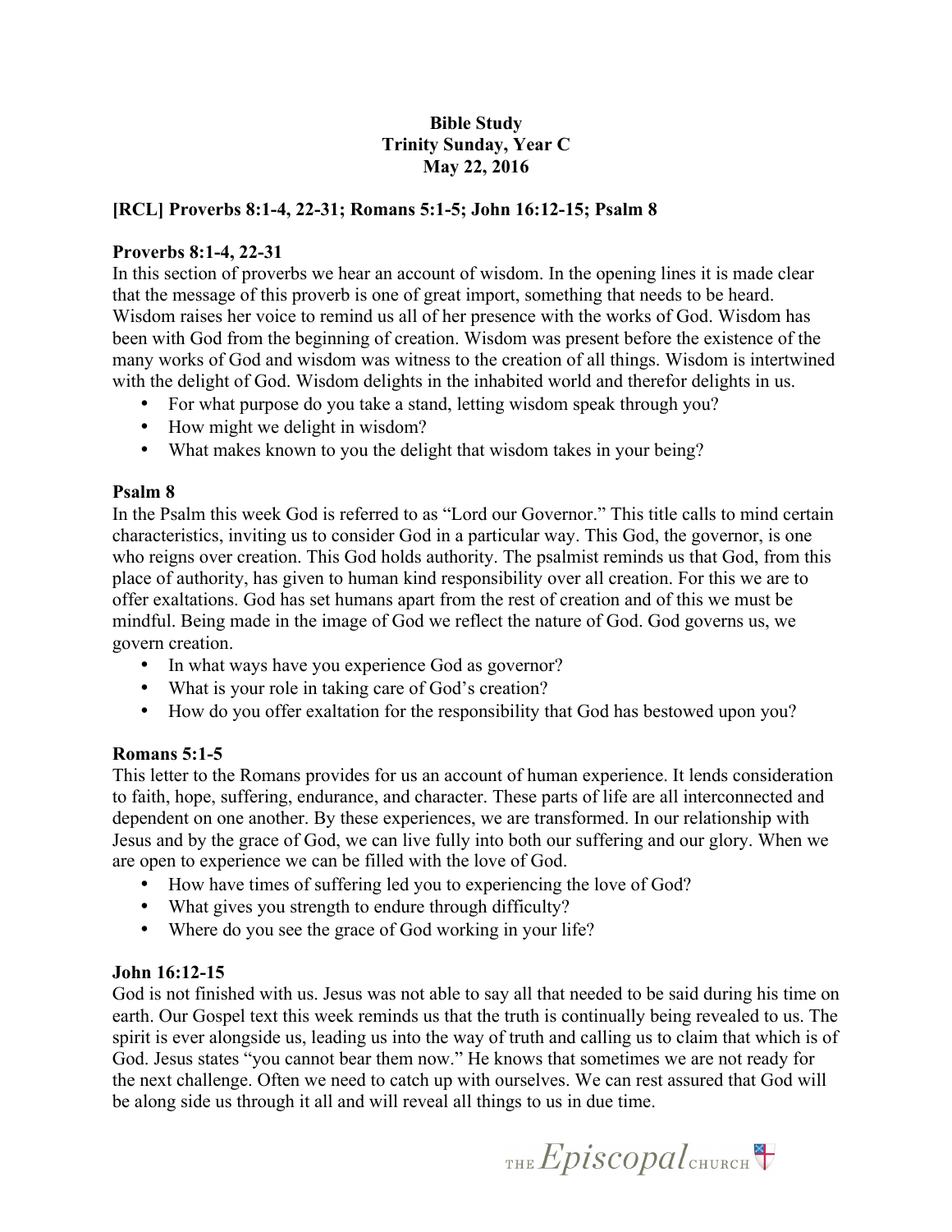**Bible Study**
**Trinity Sunday, Year C**
**May 22, 2016**

### [RCL] Proverbs 8:1-4, 22-31; Romans 5:1-5; John 16:12-15; Psalm 8

### Proverbs 8:1-4, 22-31

In this section of proverbs we hear an account of wisdom. In the opening lines it is made clear that the message of this proverb is one of great import, something that needs to be heard. Wisdom raises her voice to remind us all of her presence with the works of God. Wisdom has been with God from the beginning of creation. Wisdom was present before the existence of the many works of God and wisdom was witness to the creation of all things. Wisdom is intertwined with the delight of God. Wisdom delights in the inhabited world and therefor delights in us.

- For what purpose do you take a stand, letting wisdom speak through you?
- How might we delight in wisdom?
- What makes known to you the delight that wisdom takes in your being?

### Psalm 8

In the Psalm this week God is referred to as "Lord our Governor." This title calls to mind certain characteristics, inviting us to consider God in a particular way. This God, the governor, is one who reigns over creation. This God holds authority. The psalmist reminds us that God, from this place of authority, has given to human kind responsibility over all creation. For this we are to offer exaltations. God has set humans apart from the rest of creation and of this we must be mindful. Being made in the image of God we reflect the nature of God. God governs us, we govern creation.

- In what ways have you experience God as governor?
- What is your role in taking care of God's creation?
- How do you offer exaltation for the responsibility that God has bestowed upon you?

### Romans 5:1-5

This letter to the Romans provides for us an account of human experience. It lends consideration to faith, hope, suffering, endurance, and character. These parts of life are all interconnected and dependent on one another. By these experiences, we are transformed. In our relationship with Jesus and by the grace of God, we can live fully into both our suffering and our glory. When we are open to experience we can be filled with the love of God.

- How have times of suffering led you to experiencing the love of God?
- What gives you strength to endure through difficulty?
- Where do you see the grace of God working in your life?

### John 16:12-15

God is not finished with us. Jesus was not able to say all that needed to be said during his time on earth. Our Gospel text this week reminds us that the truth is continually being revealed to us. The spirit is ever alongside us, leading us into the way of truth and calling us to claim that which is of God. Jesus states "you cannot bear them now." He knows that sometimes we are not ready for the next challenge. Often we need to catch up with ourselves. We can rest assured that God will be along side us through it all and will reveal all things to us in due time.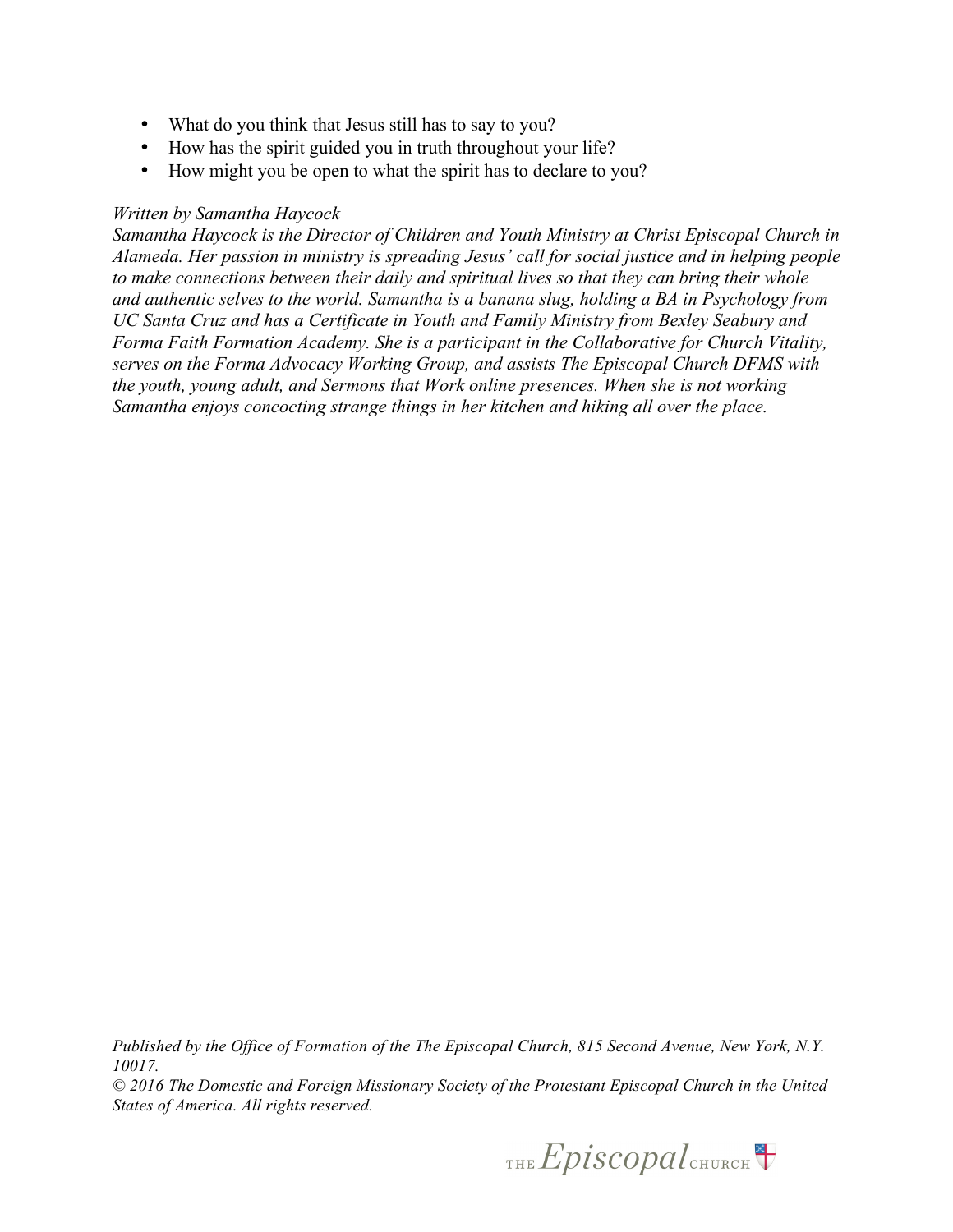- What do you think that Jesus still has to say to you?
- How has the spirit guided you in truth throughout your life?
- How might you be open to what the spirit has to declare to you?

*Written by Samantha Haycock*
*Samantha Haycock is the Director of Children and Youth Ministry at Christ Episcopal Church in Alameda. Her passion in ministry is spreading Jesus' call for social justice and in helping people to make connections between their daily and spiritual lives so that they can bring their whole and authentic selves to the world. Samantha is a banana slug, holding a BA in Psychology from UC Santa Cruz and has a Certificate in Youth and Family Ministry from Bexley Seabury and Forma Faith Formation Academy. She is a participant in the Collaborative for Church Vitality, serves on the Forma Advocacy Working Group, and assists The Episcopal Church DFMS with the youth, young adult, and Sermons that Work online presences. When she is not working Samantha enjoys concocting strange things in her kitchen and hiking all over the place.*

*Published by the Office of Formation of the The Episcopal Church, 815 Second Avenue, New York, N.Y. 10017.*
*© 2016 The Domestic and Foreign Missionary Society of the Protestant Episcopal Church in the United States of America. All rights reserved.*

THE *Episcopal* CHURCH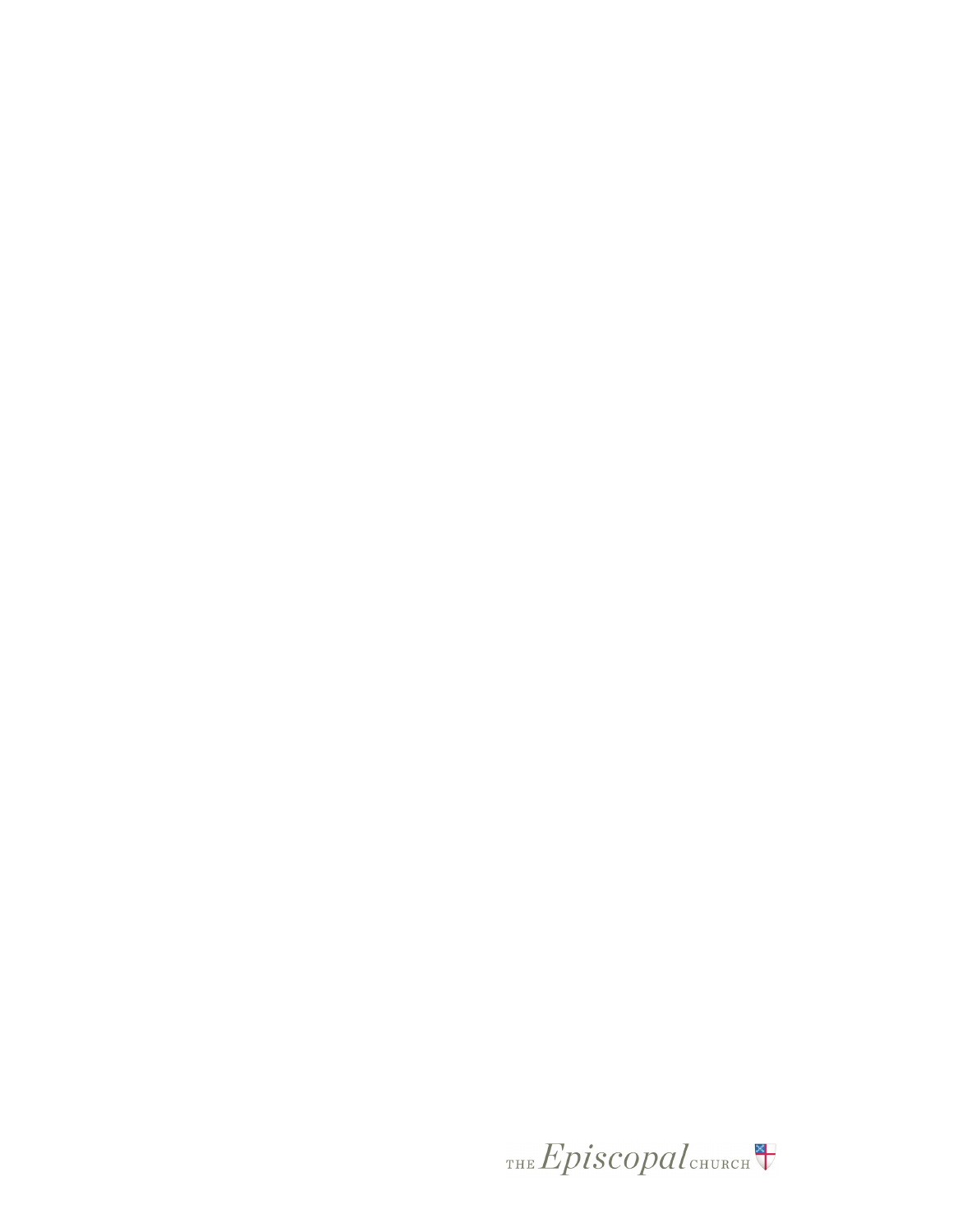THE *Episcopal* CHURCH